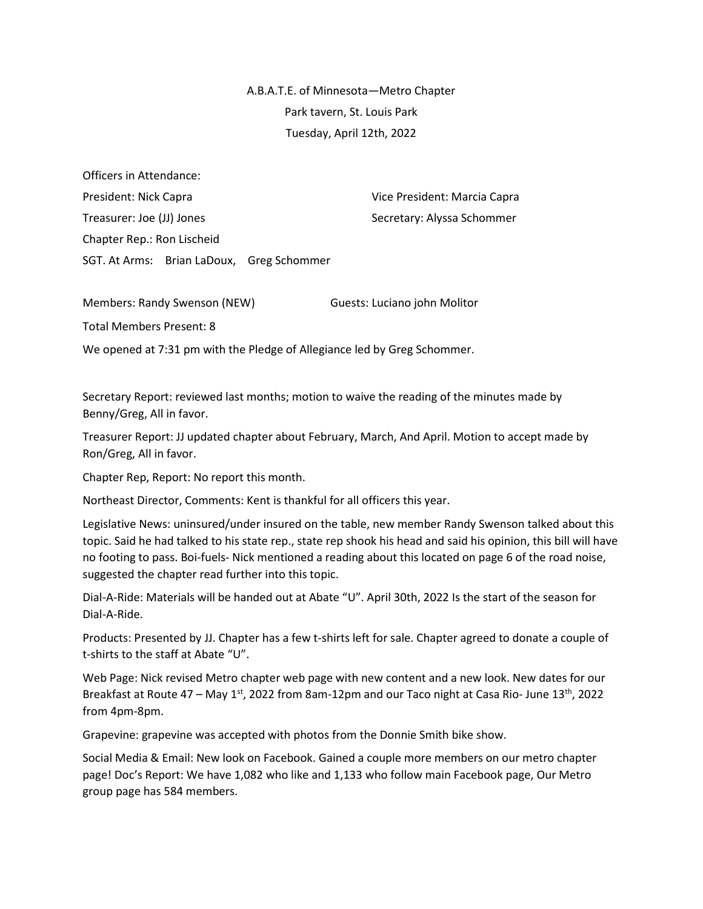A.B.A.T.E. of Minnesota—Metro Chapter
Park tavern, St. Louis Park
Tuesday, April 12th, 2022

Officers in Attendance:

President: Nick Capra
Vice President: Marcia Capra
Treasurer: Joe (JJ) Jones
Secretary: Alyssa Schommer
Chapter Rep.: Ron Lischeid
SGT. At Arms: Brian LaDoux, Greg Schommer

Members: Randy Swenson (NEW)
Guests: Luciano john Molitor

Total Members Present: 8

We opened at 7:31 pm with the Pledge of Allegiance led by Greg Schommer.

Secretary Report: reviewed last months; motion to waive the reading of the minutes made by Benny/Greg, All in favor.

Treasurer Report: JJ updated chapter about February, March, And April. Motion to accept made by Ron/Greg, All in favor.

Chapter Rep, Report: No report this month.

Northeast Director, Comments: Kent is thankful for all officers this year.

Legislative News: uninsured/under insured on the table, new member Randy Swenson talked about this topic. Said he had talked to his state rep., state rep shook his head and said his opinion, this bill will have no footing to pass. Boi-fuels- Nick mentioned a reading about this located on page 6 of the road noise, suggested the chapter read further into this topic.

Dial-A-Ride: Materials will be handed out at Abate "U". April 30th, 2022 Is the start of the season for Dial-A-Ride.

Products: Presented by JJ. Chapter has a few t-shirts left for sale. Chapter agreed to donate a couple of t-shirts to the staff at Abate "U".

Web Page: Nick revised Metro chapter web page with new content and a new look. New dates for our Breakfast at Route 47 – May 1st, 2022 from 8am-12pm and our Taco night at Casa Rio- June 13th, 2022 from 4pm-8pm.

Grapevine: grapevine was accepted with photos from the Donnie Smith bike show.

Social Media & Email: New look on Facebook. Gained a couple more members on our metro chapter page! Doc's Report: We have 1,082 who like and 1,133 who follow main Facebook page, Our Metro group page has 584 members.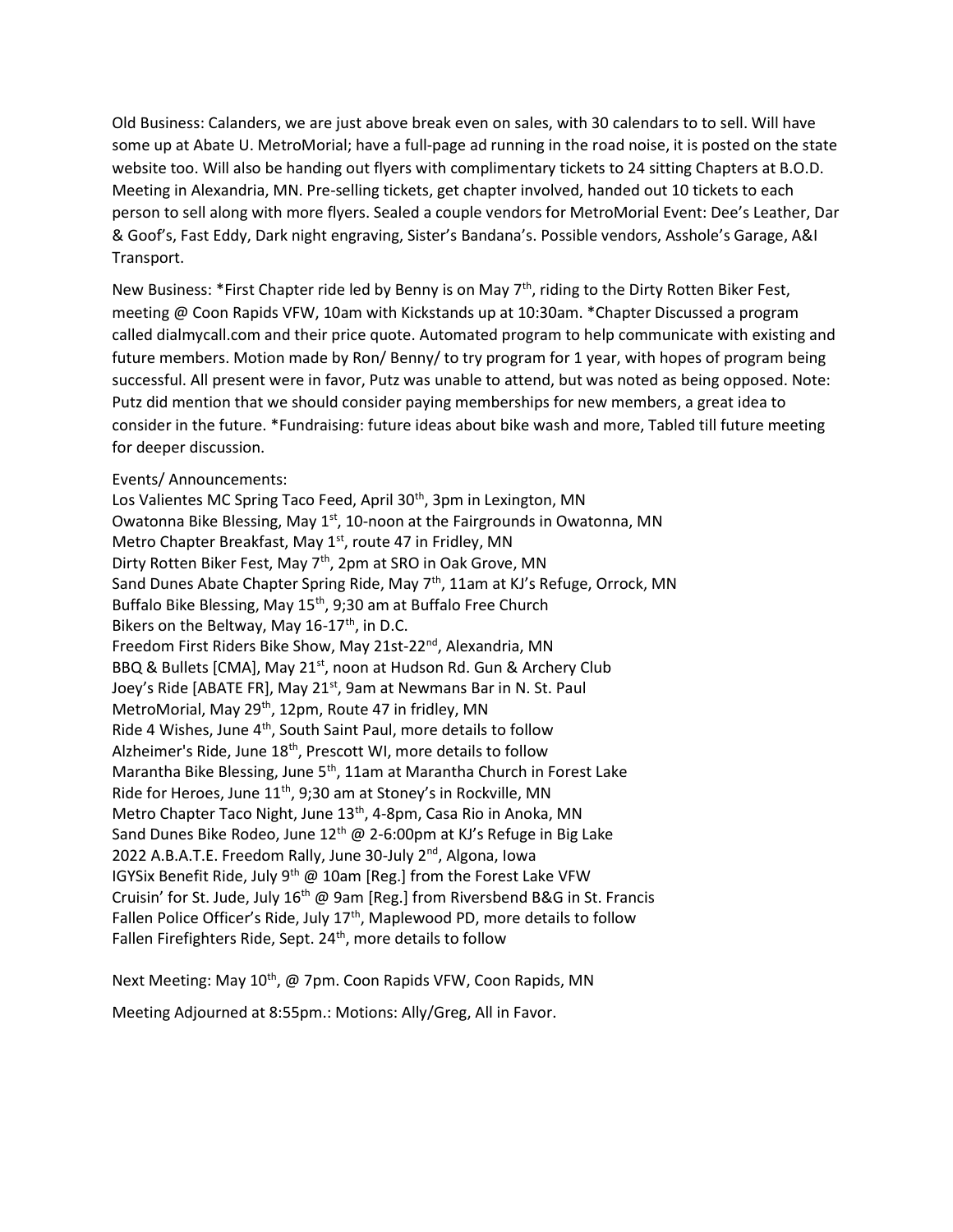Old Business: Calanders, we are just above break even on sales, with 30 calendars to to sell. Will have some up at Abate U. MetroMorial; have a full-page ad running in the road noise, it is posted on the state website too. Will also be handing out flyers with complimentary tickets to 24 sitting Chapters at B.O.D. Meeting in Alexandria, MN. Pre-selling tickets, get chapter involved, handed out 10 tickets to each person to sell along with more flyers. Sealed a couple vendors for MetroMorial Event: Dee's Leather, Dar & Goof's, Fast Eddy, Dark night engraving, Sister's Bandana's. Possible vendors, Asshole's Garage, A&I Transport.

New Business: *First Chapter ride led by Benny is on May 7th, riding to the Dirty Rotten Biker Fest, meeting @ Coon Rapids VFW, 10am with Kickstands up at 10:30am. *Chapter Discussed a program called dialmycall.com and their price quote. Automated program to help communicate with existing and future members. Motion made by Ron/ Benny/ to try program for 1 year, with hopes of program being successful. All present were in favor, Putz was unable to attend, but was noted as being opposed. Note: Putz did mention that we should consider paying memberships for new members, a great idea to consider in the future. *Fundraising: future ideas about bike wash and more, Tabled till future meeting for deeper discussion.

Events/ Announcements:
Los Valientes MC Spring Taco Feed, April 30th, 3pm in Lexington, MN
Owatonna Bike Blessing, May 1st, 10-noon at the Fairgrounds in Owatonna, MN
Metro Chapter Breakfast, May 1st, route 47 in Fridley, MN
Dirty Rotten Biker Fest, May 7th, 2pm at SRO in Oak Grove, MN
Sand Dunes Abate Chapter Spring Ride, May 7th, 11am at KJ's Refuge, Orrock, MN
Buffalo Bike Blessing, May 15th, 9;30 am at Buffalo Free Church
Bikers on the Beltway, May 16-17th, in D.C.
Freedom First Riders Bike Show, May 21st-22nd, Alexandria, MN
BBQ & Bullets [CMA], May 21st, noon at Hudson Rd. Gun & Archery Club
Joey's Ride [ABATE FR], May 21st, 9am at Newmans Bar in N. St. Paul
MetroMorial, May 29th, 12pm, Route 47 in fridley, MN
Ride 4 Wishes, June 4th, South Saint Paul, more details to follow
Alzheimer's Ride, June 18th, Prescott WI, more details to follow
Marantha Bike Blessing, June 5th, 11am at Marantha Church in Forest Lake
Ride for Heroes, June 11th, 9;30 am at Stoney's in Rockville, MN
Metro Chapter Taco Night, June 13th, 4-8pm, Casa Rio in Anoka, MN
Sand Dunes Bike Rodeo, June 12th @ 2-6:00pm at KJ's Refuge in Big Lake
2022 A.B.A.T.E. Freedom Rally, June 30-July 2nd, Algona, Iowa
IGYSix Benefit Ride, July 9th @ 10am [Reg.] from the Forest Lake VFW
Cruisin' for St. Jude, July 16th @ 9am [Reg.] from Riversbend B&G in St. Francis
Fallen Police Officer's Ride, July 17th, Maplewood PD, more details to follow
Fallen Firefighters Ride, Sept. 24th, more details to follow

Next Meeting: May 10th, @ 7pm. Coon Rapids VFW, Coon Rapids, MN

Meeting Adjourned at 8:55pm.: Motions: Ally/Greg, All in Favor.